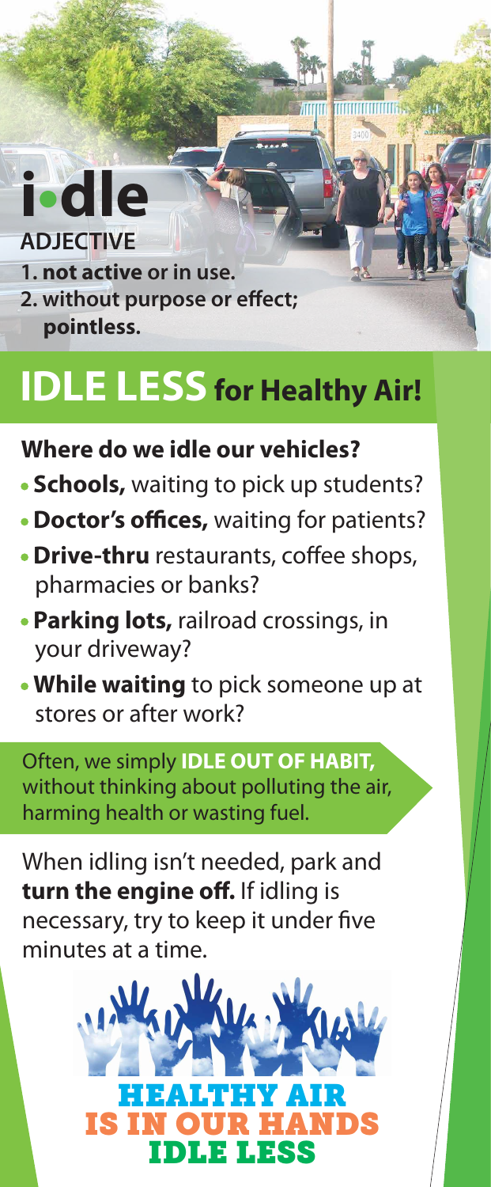# i•dle

**ADJECTIVE**

1. **not active** or in use.
2. **without purpose or effect; pointless.**

# IDLE LESS for Healthy Air!

## Where do we idle our vehicles?

- **Schools,** waiting to pick up students?
- **Doctor's offices,** waiting for patients?
- **Drive-thru** restaurants, coffee shops, pharmacies or banks?
- **Parking lots,** railroad crossings, in your driveway?
- **While waiting** to pick someone up at stores or after work?

Often, we simply **IDLE OUT OF HABIT,** without thinking about polluting the air, harming health or wasting fuel.

When idling isn't needed, park and **turn the engine off.** If idling is necessary, try to keep it under five minutes at a time.

**HEALTHY AIR IS IN OUR HANDS**
**IDLE LESS**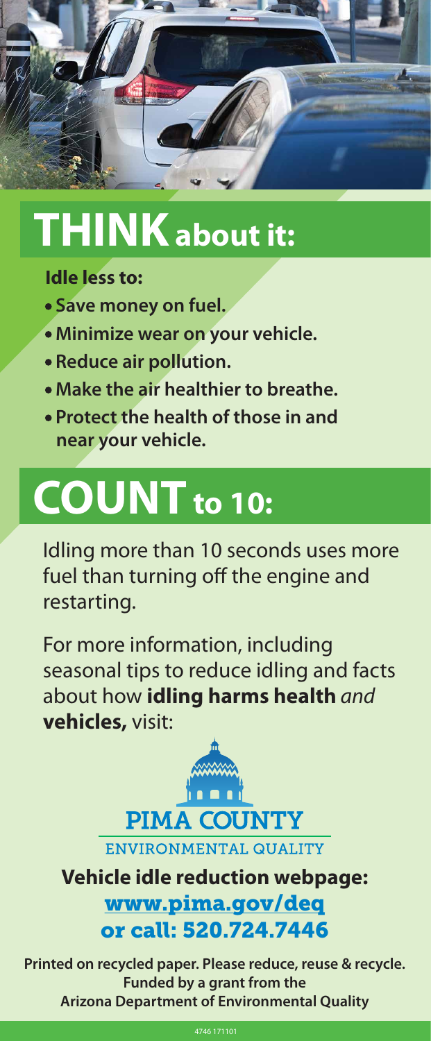# **THINK** about it:

**Idle less to:**

- **Save money on fuel.**
- **Minimize wear on your vehicle.**
- **Reduce air pollution.**
- **Make the air healthier to breathe.**
- **Protect the health of those in and near your vehicle.**

# **COUNT** to 10:

Idling more than 10 seconds uses more fuel than turning off the engine and restarting.

For more information, including seasonal tips to reduce idling and facts about how **idling harms health** *and* **vehicles,** visit:

PIMA COUNTY
ENVIRONMENTAL QUALITY

**Vehicle idle reduction webpage:**
**www.pima.gov/deq**
**or call: 520.724.7446**

**Printed on recycled paper. Please reduce, reuse & recycle.**
**Funded by a grant from the Arizona Department of Environmental Quality**

4746 171101